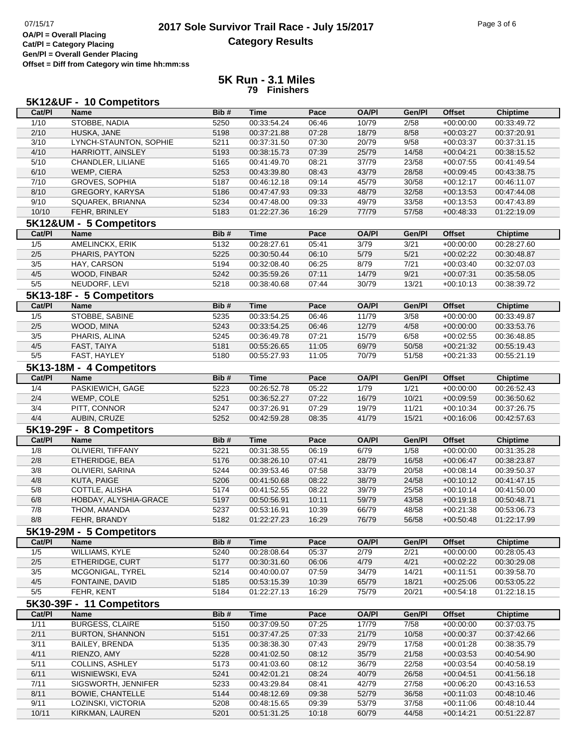# 2017 Sole Survivor Trail Race - July 15/2017

## Category Results

07/15/17

**OA/Pl = Overall Placing**
**Cat/Pl = Category Placing**
**Gen/Pl = Overall Gender Placing**
**Offset = Diff from Category win time hh:mm:ss**

## 5K Run - 3.1 Miles
**79 Finishers**

### 5K12&UF - 10 Competitors

| Cat/Pl | Name | Bib # | Time | Pace | OA/Pl | Gen/Pl | Offset | Chiptime |
|---|---|---|---|---|---|---|---|---|
| 1/10 | STOBBE, NADIA | 5250 | 00:33:54.24 | 06:46 | 10/79 | 2/58 | +00:00:00 | 00:33:49.72 |
| 2/10 | HUSKA, JANE | 5198 | 00:37:21.88 | 07:28 | 18/79 | 8/58 | +00:03:27 | 00:37:20.91 |
| 3/10 | LYNCH-STAUNTON, SOPHIE | 5211 | 00:37:31.50 | 07:30 | 20/79 | 9/58 | +00:03:37 | 00:37:31.15 |
| 4/10 | HARRIOTT, AINSLEY | 5193 | 00:38:15.73 | 07:39 | 25/79 | 14/58 | +00:04:21 | 00:38:15.52 |
| 5/10 | CHANDLER, LILIANE | 5165 | 00:41:49.70 | 08:21 | 37/79 | 23/58 | +00:07:55 | 00:41:49.54 |
| 6/10 | WEMP, CIERA | 5253 | 00:43:39.80 | 08:43 | 43/79 | 28/58 | +00:09:45 | 00:43:38.75 |
| 7/10 | GROVES, SOPHIA | 5187 | 00:46:12.18 | 09:14 | 45/79 | 30/58 | +00:12:17 | 00:46:11.07 |
| 8/10 | GREGORY, KARYSA | 5186 | 00:47:47.93 | 09:33 | 48/79 | 32/58 | +00:13:53 | 00:47:44.08 |
| 9/10 | SQUAREK, BRIANNA | 5234 | 00:47:48.00 | 09:33 | 49/79 | 33/58 | +00:13:53 | 00:47:43.89 |
| 10/10 | FEHR, BRINLEY | 5183 | 01:22:27.36 | 16:29 | 77/79 | 57/58 | +00:48:33 | 01:22:19.09 |

### 5K12&UM - 5 Competitors

| Cat/Pl | Name | Bib # | Time | Pace | OA/Pl | Gen/Pl | Offset | Chiptime |
|---|---|---|---|---|---|---|---|---|
| 1/5 | AMELINCKX, ERIK | 5132 | 00:28:27.61 | 05:41 | 3/79 | 3/21 | +00:00:00 | 00:28:27.60 |
| 2/5 | PHARIS, PAYTON | 5225 | 00:30:50.44 | 06:10 | 5/79 | 5/21 | +00:02:22 | 00:30:48.87 |
| 3/5 | HAY, CARSON | 5194 | 00:32:08.40 | 06:25 | 8/79 | 7/21 | +00:03:40 | 00:32:07.03 |
| 4/5 | WOOD, FINBAR | 5242 | 00:35:59.26 | 07:11 | 14/79 | 9/21 | +00:07:31 | 00:35:58.05 |
| 5/5 | NEUDORF, LEVI | 5218 | 00:38:40.68 | 07:44 | 30/79 | 13/21 | +00:10:13 | 00:38:39.72 |

### 5K13-18F - 5 Competitors

| Cat/Pl | Name | Bib # | Time | Pace | OA/Pl | Gen/Pl | Offset | Chiptime |
|---|---|---|---|---|---|---|---|---|
| 1/5 | STOBBE, SABINE | 5235 | 00:33:54.25 | 06:46 | 11/79 | 3/58 | +00:00:00 | 00:33:49.87 |
| 2/5 | WOOD, MINA | 5243 | 00:33:54.25 | 06:46 | 12/79 | 4/58 | +00:00:00 | 00:33:53.76 |
| 3/5 | PHARIS, ALINA | 5245 | 00:36:49.78 | 07:21 | 15/79 | 6/58 | +00:02:55 | 00:36:48.85 |
| 4/5 | FAST, TAIYA | 5181 | 00:55:26.65 | 11:05 | 69/79 | 50/58 | +00:21:32 | 00:55:19.43 |
| 5/5 | FAST, HAYLEY | 5180 | 00:55:27.93 | 11:05 | 70/79 | 51/58 | +00:21:33 | 00:55:21.19 |

### 5K13-18M - 4 Competitors

| Cat/Pl | Name | Bib # | Time | Pace | OA/Pl | Gen/Pl | Offset | Chiptime |
|---|---|---|---|---|---|---|---|---|
| 1/4 | PASKIEWICH, GAGE | 5223 | 00:26:52.78 | 05:22 | 1/79 | 1/21 | +00:00:00 | 00:26:52.43 |
| 2/4 | WEMP, COLE | 5251 | 00:36:52.27 | 07:22 | 16/79 | 10/21 | +00:09:59 | 00:36:50.62 |
| 3/4 | PITT, CONNOR | 5247 | 00:37:26.91 | 07:29 | 19/79 | 11/21 | +00:10:34 | 00:37:26.75 |
| 4/4 | AUBIN, CRUZE | 5252 | 00:42:59.28 | 08:35 | 41/79 | 15/21 | +00:16:06 | 00:42:57.63 |

### 5K19-29F - 8 Competitors

| Cat/Pl | Name | Bib # | Time | Pace | OA/Pl | Gen/Pl | Offset | Chiptime |
|---|---|---|---|---|---|---|---|---|
| 1/8 | OLIVIERI, TIFFANY | 5221 | 00:31:38.55 | 06:19 | 6/79 | 1/58 | +00:00:00 | 00:31:35.28 |
| 2/8 | ETHERIDGE, BEA | 5176 | 00:38:26.10 | 07:41 | 28/79 | 16/58 | +00:06:47 | 00:38:23.87 |
| 3/8 | OLIVIERI, SARINA | 5244 | 00:39:53.46 | 07:58 | 33/79 | 20/58 | +00:08:14 | 00:39:50.37 |
| 4/8 | KUTA, PAIGE | 5206 | 00:41:50.68 | 08:22 | 38/79 | 24/58 | +00:10:12 | 00:41:47.15 |
| 5/8 | COTTLE, ALISHA | 5174 | 00:41:52.55 | 08:22 | 39/79 | 25/58 | +00:10:14 | 00:41:50.00 |
| 6/8 | HOBDAY, ALYSHIA-GRACE | 5197 | 00:50:56.91 | 10:11 | 59/79 | 43/58 | +00:19:18 | 00:50:48.71 |
| 7/8 | THOM, AMANDA | 5237 | 00:53:16.91 | 10:39 | 66/79 | 48/58 | +00:21:38 | 00:53:06.73 |
| 8/8 | FEHR, BRANDY | 5182 | 01:22:27.23 | 16:29 | 76/79 | 56/58 | +00:50:48 | 01:22:17.99 |

### 5K19-29M - 5 Competitors

| Cat/Pl | Name | Bib # | Time | Pace | OA/Pl | Gen/Pl | Offset | Chiptime |
|---|---|---|---|---|---|---|---|---|
| 1/5 | WILLIAMS, KYLE | 5240 | 00:28:08.64 | 05:37 | 2/79 | 2/21 | +00:00:00 | 00:28:05.43 |
| 2/5 | ETHERIDGE, CURT | 5177 | 00:30:31.60 | 06:06 | 4/79 | 4/21 | +00:02:22 | 00:30:29.08 |
| 3/5 | MCGONIGAL, TYREL | 5214 | 00:40:00.07 | 07:59 | 34/79 | 14/21 | +00:11:51 | 00:39:58.70 |
| 4/5 | FONTAINE, DAVID | 5185 | 00:53:15.39 | 10:39 | 65/79 | 18/21 | +00:25:06 | 00:53:05.22 |
| 5/5 | FEHR, KENT | 5184 | 01:22:27.13 | 16:29 | 75/79 | 20/21 | +00:54:18 | 01:22:18.15 |

### 5K30-39F - 11 Competitors

| Cat/Pl | Name | Bib # | Time | Pace | OA/Pl | Gen/Pl | Offset | Chiptime |
|---|---|---|---|---|---|---|---|---|
| 1/11 | BURGESS, CLAIRE | 5150 | 00:37:09.50 | 07:25 | 17/79 | 7/58 | +00:00:00 | 00:37:03.75 |
| 2/11 | BURTON, SHANNON | 5151 | 00:37:47.25 | 07:33 | 21/79 | 10/58 | +00:00:37 | 00:37:42.66 |
| 3/11 | BAILEY, BRENDA | 5135 | 00:38:38.30 | 07:43 | 29/79 | 17/58 | +00:01:28 | 00:38:35.79 |
| 4/11 | RIENZO, AMY | 5228 | 00:41:02.50 | 08:12 | 35/79 | 21/58 | +00:03:53 | 00:40:54.90 |
| 5/11 | COLLINS, ASHLEY | 5173 | 00:41:03.60 | 08:12 | 36/79 | 22/58 | +00:03:54 | 00:40:58.19 |
| 6/11 | WISNIEWSKI, EVA | 5241 | 00:42:01.21 | 08:24 | 40/79 | 26/58 | +00:04:51 | 00:41:56.18 |
| 7/11 | SIGSWORTH, JENNIFER | 5233 | 00:43:29.84 | 08:41 | 42/79 | 27/58 | +00:06:20 | 00:43:16.53 |
| 8/11 | BOWIE, CHANTELLE | 5144 | 00:48:12.69 | 09:38 | 52/79 | 36/58 | +00:11:03 | 00:48:10.46 |
| 9/11 | LOZINSKI, VICTORIA | 5208 | 00:48:15.65 | 09:39 | 53/79 | 37/58 | +00:11:06 | 00:48:10.44 |
| 10/11 | KIRKMAN, LAUREN | 5201 | 00:51:31.25 | 10:18 | 60/79 | 44/58 | +00:14:21 | 00:51:22.87 |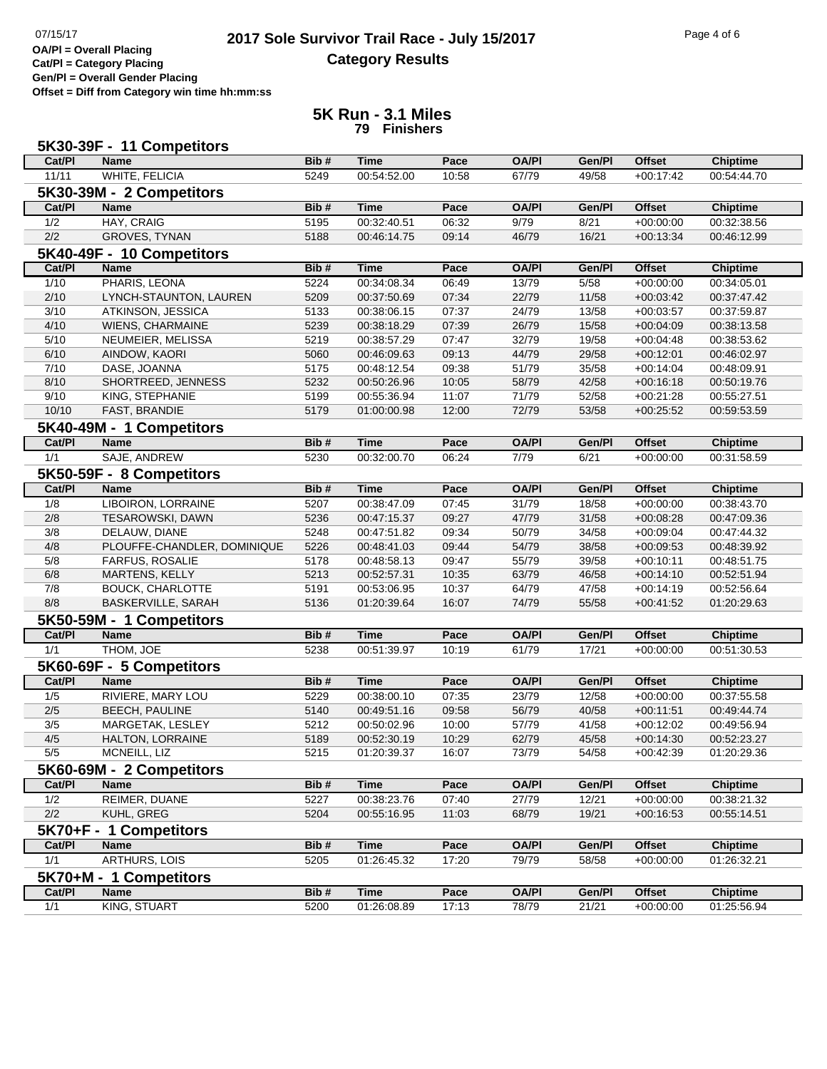# 2017 Sole Survivor Trail Race - July 15/2017

## Category Results

07/15/17

**OA/Pl = Overall Placing**
**Cat/Pl = Category Placing**
**Gen/Pl = Overall Gender Placing**
**Offset = Diff from Category win time hh:mm:ss**

## 5K Run - 3.1 Miles
**79 Finishers**

### 5K30-39F - 11 Competitors

| Cat/Pl | Name | Bib # | Time | Pace | OA/Pl | Gen/Pl | Offset | Chiptime |
|---|---|---|---|---|---|---|---|---|
| 11/11 | WHITE, FELICIA | 5249 | 00:54:52.00 | 10:58 | 67/79 | 49/58 | +00:17:42 | 00:54:44.70 |

### 5K30-39M - 2 Competitors

| Cat/Pl | Name | Bib # | Time | Pace | OA/Pl | Gen/Pl | Offset | Chiptime |
|---|---|---|---|---|---|---|---|---|
| 1/2 | HAY, CRAIG | 5195 | 00:32:40.51 | 06:32 | 9/79 | 8/21 | +00:00:00 | 00:32:38.56 |
| 2/2 | GROVES, TYNAN | 5188 | 00:46:14.75 | 09:14 | 46/79 | 16/21 | +00:13:34 | 00:46:12.99 |

### 5K40-49F - 10 Competitors

| Cat/Pl | Name | Bib # | Time | Pace | OA/Pl | Gen/Pl | Offset | Chiptime |
|---|---|---|---|---|---|---|---|---|
| 1/10 | PHARIS, LEONA | 5224 | 00:34:08.34 | 06:49 | 13/79 | 5/58 | +00:00:00 | 00:34:05.01 |
| 2/10 | LYNCH-STAUNTON, LAUREN | 5209 | 00:37:50.69 | 07:34 | 22/79 | 11/58 | +00:03:42 | 00:37:47.42 |
| 3/10 | ATKINSON, JESSICA | 5133 | 00:38:06.15 | 07:37 | 24/79 | 13/58 | +00:03:57 | 00:37:59.87 |
| 4/10 | WIENS, CHARMAINE | 5239 | 00:38:18.29 | 07:39 | 26/79 | 15/58 | +00:04:09 | 00:38:13.58 |
| 5/10 | NEUMEIER, MELISSA | 5219 | 00:38:57.29 | 07:47 | 32/79 | 19/58 | +00:04:48 | 00:38:53.62 |
| 6/10 | AINDOW, KAORI | 5060 | 00:46:09.63 | 09:13 | 44/79 | 29/58 | +00:12:01 | 00:46:02.97 |
| 7/10 | DASE, JOANNA | 5175 | 00:48:12.54 | 09:38 | 51/79 | 35/58 | +00:14:04 | 00:48:09.91 |
| 8/10 | SHORTREED, JENNESS | 5232 | 00:50:26.96 | 10:05 | 58/79 | 42/58 | +00:16:18 | 00:50:19.76 |
| 9/10 | KING, STEPHANIE | 5199 | 00:55:36.94 | 11:07 | 71/79 | 52/58 | +00:21:28 | 00:55:27.51 |
| 10/10 | FAST, BRANDIE | 5179 | 01:00:00.98 | 12:00 | 72/79 | 53/58 | +00:25:52 | 00:59:53.59 |

### 5K40-49M - 1 Competitors

| Cat/Pl | Name | Bib # | Time | Pace | OA/Pl | Gen/Pl | Offset | Chiptime |
|---|---|---|---|---|---|---|---|---|
| 1/1 | SAJE, ANDREW | 5230 | 00:32:00.70 | 06:24 | 7/79 | 6/21 | +00:00:00 | 00:31:58.59 |

### 5K50-59F - 8 Competitors

| Cat/Pl | Name | Bib # | Time | Pace | OA/Pl | Gen/Pl | Offset | Chiptime |
|---|---|---|---|---|---|---|---|---|
| 1/8 | LIBOIRON, LORRAINE | 5207 | 00:38:47.09 | 07:45 | 31/79 | 18/58 | +00:00:00 | 00:38:43.70 |
| 2/8 | TESAROWSKI, DAWN | 5236 | 00:47:15.37 | 09:27 | 47/79 | 31/58 | +00:08:28 | 00:47:09.36 |
| 3/8 | DELAUW, DIANE | 5248 | 00:47:51.82 | 09:34 | 50/79 | 34/58 | +00:09:04 | 00:47:44.32 |
| 4/8 | PLOUFFE-CHANDLER, DOMINIQUE | 5226 | 00:48:41.03 | 09:44 | 54/79 | 38/58 | +00:09:53 | 00:48:39.92 |
| 5/8 | FARFUS, ROSALIE | 5178 | 00:48:58.13 | 09:47 | 55/79 | 39/58 | +00:10:11 | 00:48:51.75 |
| 6/8 | MARTENS, KELLY | 5213 | 00:52:57.31 | 10:35 | 63/79 | 46/58 | +00:14:10 | 00:52:51.94 |
| 7/8 | BOUCK, CHARLOTTE | 5191 | 00:53:06.95 | 10:37 | 64/79 | 47/58 | +00:14:19 | 00:52:56.64 |
| 8/8 | BASKERVILLE, SARAH | 5136 | 01:20:39.64 | 16:07 | 74/79 | 55/58 | +00:41:52 | 01:20:29.63 |

### 5K50-59M - 1 Competitors

| Cat/Pl | Name | Bib # | Time | Pace | OA/Pl | Gen/Pl | Offset | Chiptime |
|---|---|---|---|---|---|---|---|---|
| 1/1 | THOM, JOE | 5238 | 00:51:39.97 | 10:19 | 61/79 | 17/21 | +00:00:00 | 00:51:30.53 |

### 5K60-69F - 5 Competitors

| Cat/Pl | Name | Bib # | Time | Pace | OA/Pl | Gen/Pl | Offset | Chiptime |
|---|---|---|---|---|---|---|---|---|
| 1/5 | RIVIERE, MARY LOU | 5229 | 00:38:00.10 | 07:35 | 23/79 | 12/58 | +00:00:00 | 00:37:55.58 |
| 2/5 | BEECH, PAULINE | 5140 | 00:49:51.16 | 09:58 | 56/79 | 40/58 | +00:11:51 | 00:49:44.74 |
| 3/5 | MARGETAK, LESLEY | 5212 | 00:50:02.96 | 10:00 | 57/79 | 41/58 | +00:12:02 | 00:49:56.94 |
| 4/5 | HALTON, LORRAINE | 5189 | 00:52:30.19 | 10:29 | 62/79 | 45/58 | +00:14:30 | 00:52:23.27 |
| 5/5 | MCNEILL, LIZ | 5215 | 01:20:39.37 | 16:07 | 73/79 | 54/58 | +00:42:39 | 01:20:29.36 |

### 5K60-69M - 2 Competitors

| Cat/Pl | Name | Bib # | Time | Pace | OA/Pl | Gen/Pl | Offset | Chiptime |
|---|---|---|---|---|---|---|---|---|
| 1/2 | REIMER, DUANE | 5227 | 00:38:23.76 | 07:40 | 27/79 | 12/21 | +00:00:00 | 00:38:21.32 |
| 2/2 | KUHL, GREG | 5204 | 00:55:16.95 | 11:03 | 68/79 | 19/21 | +00:16:53 | 00:55:14.51 |

### 5K70+F - 1 Competitors

| Cat/Pl | Name | Bib # | Time | Pace | OA/Pl | Gen/Pl | Offset | Chiptime |
|---|---|---|---|---|---|---|---|---|
| 1/1 | ARTHURS, LOIS | 5205 | 01:26:45.32 | 17:20 | 79/79 | 58/58 | +00:00:00 | 01:26:32.21 |

### 5K70+M - 1 Competitors

| Cat/Pl | Name | Bib # | Time | Pace | OA/Pl | Gen/Pl | Offset | Chiptime |
|---|---|---|---|---|---|---|---|---|
| 1/1 | KING, STUART | 5200 | 01:26:08.89 | 17:13 | 78/79 | 21/21 | +00:00:00 | 01:25:56.94 |